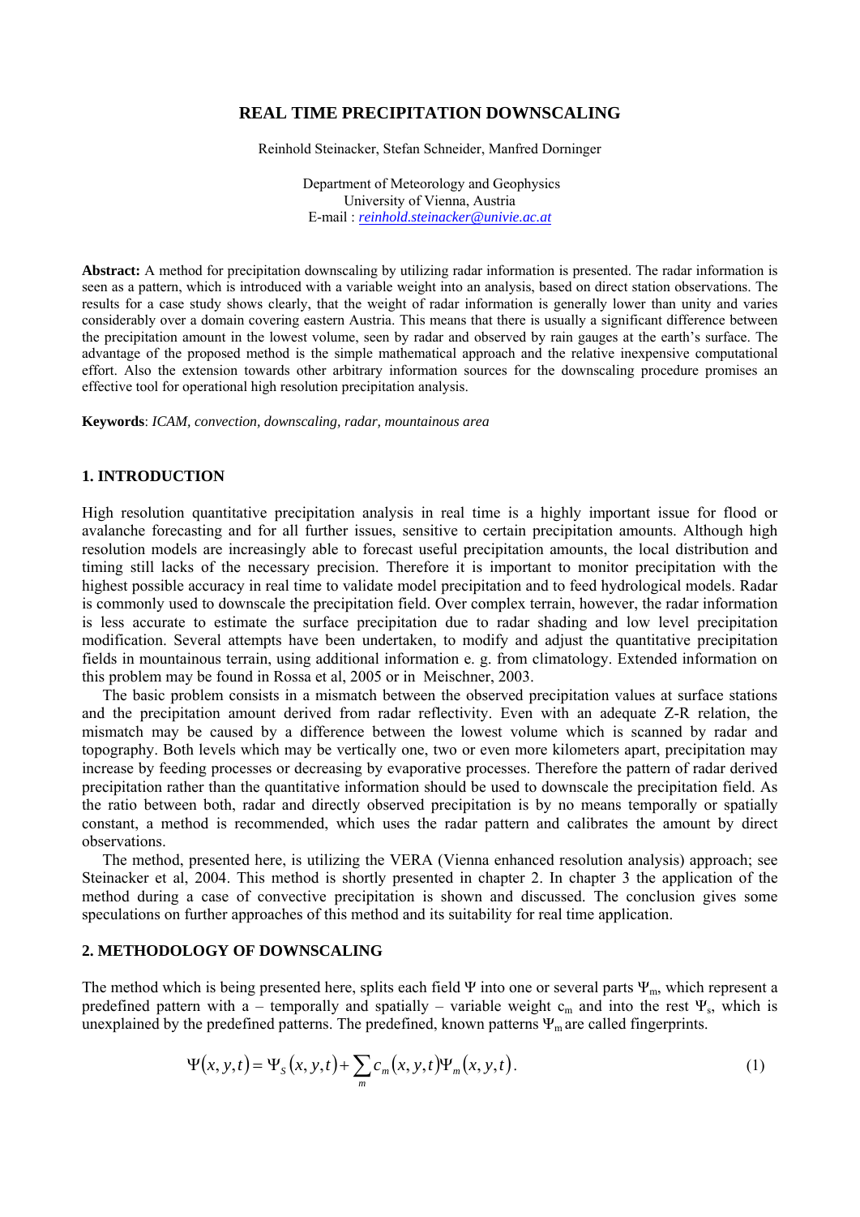# REAL TIME PRECIPITATION DOWNSCALING

Reinhold Steinacker, Stefan Schneider, Manfred Dorninger

Department of Meteorology and Geophysics
University of Vienna, Austria
E-mail : *reinhold.steinacker@univie.ac.at*

**Abstract:** A method for precipitation downscaling by utilizing radar information is presented. The radar information is seen as a pattern, which is introduced with a variable weight into an analysis, based on direct station observations. The results for a case study shows clearly, that the weight of radar information is generally lower than unity and varies considerably over a domain covering eastern Austria. This means that there is usually a significant difference between the precipitation amount in the lowest volume, seen by radar and observed by rain gauges at the earth's surface. The advantage of the proposed method is the simple mathematical approach and the relative inexpensive computational effort. Also the extension towards other arbitrary information sources for the downscaling procedure promises an effective tool for operational high resolution precipitation analysis.

**Keywords**: *ICAM, convection, downscaling, radar, mountainous area*

## 1. INTRODUCTION

High resolution quantitative precipitation analysis in real time is a highly important issue for flood or avalanche forecasting and for all further issues, sensitive to certain precipitation amounts. Although high resolution models are increasingly able to forecast useful precipitation amounts, the local distribution and timing still lacks of the necessary precision. Therefore it is important to monitor precipitation with the highest possible accuracy in real time to validate model precipitation and to feed hydrological models. Radar is commonly used to downscale the precipitation field. Over complex terrain, however, the radar information is less accurate to estimate the surface precipitation due to radar shading and low level precipitation modification. Several attempts have been undertaken, to modify and adjust the quantitative precipitation fields in mountainous terrain, using additional information e. g. from climatology. Extended information on this problem may be found in Rossa et al, 2005 or in Meischner, 2003.

The basic problem consists in a mismatch between the observed precipitation values at surface stations and the precipitation amount derived from radar reflectivity. Even with an adequate Z-R relation, the mismatch may be caused by a difference between the lowest volume which is scanned by radar and topography. Both levels which may be vertically one, two or even more kilometers apart, precipitation may increase by feeding processes or decreasing by evaporative processes. Therefore the pattern of radar derived precipitation rather than the quantitative information should be used to downscale the precipitation field. As the ratio between both, radar and directly observed precipitation is by no means temporally or spatially constant, a method is recommended, which uses the radar pattern and calibrates the amount by direct observations.

The method, presented here, is utilizing the VERA (Vienna enhanced resolution analysis) approach; see Steinacker et al, 2004. This method is shortly presented in chapter 2. In chapter 3 the application of the method during a case of convective precipitation is shown and discussed. The conclusion gives some speculations on further approaches of this method and its suitability for real time application.

## 2. METHODOLOGY OF DOWNSCALING

The method which is being presented here, splits each field $\Psi$ into one or several parts $\Psi_m$, which represent a predefined pattern with a – temporally and spatially – variable weight $c_m$ and into the rest $\Psi_s$, which is unexplained by the predefined patterns. The predefined, known patterns $\Psi_m$ are called fingerprints.

$$\Psi(x,y,t) = \Psi_S(x,y,t) + \sum_m c_m(x,y,t)\Psi_m(x,y,t). \tag{1}$$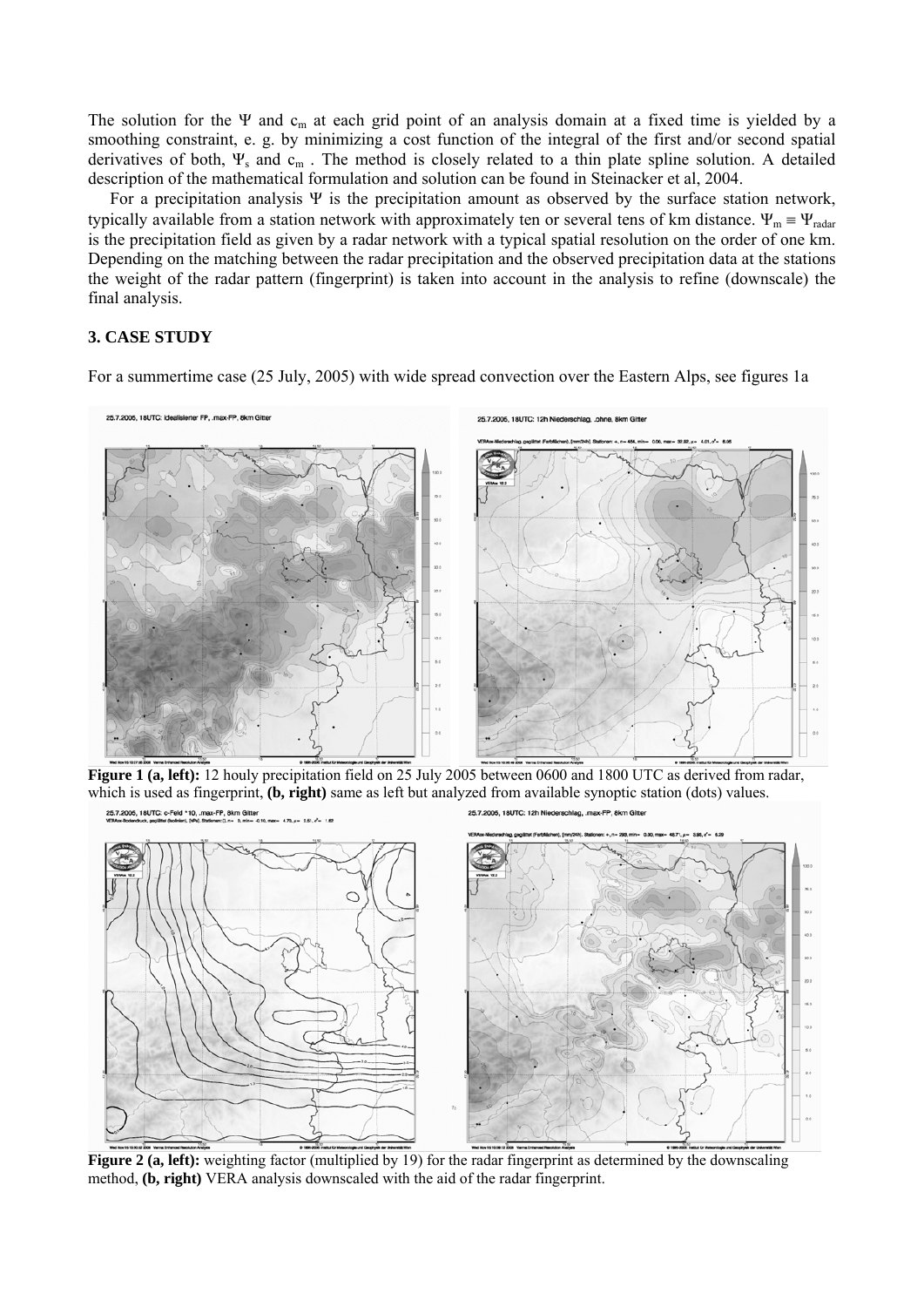The solution for the $\Psi$ and $c_m$ at each grid point of an analysis domain at a fixed time is yielded by a smoothing constraint, e. g. by minimizing a cost function of the integral of the first and/or second spatial derivatives of both, $\Psi_s$ and $c_m$ . The method is closely related to a thin plate spline solution. A detailed description of the mathematical formulation and solution can be found in Steinacker et al, 2004.

For a precipitation analysis $\Psi$ is the precipitation amount as observed by the surface station network, typically available from a station network with approximately ten or several tens of km distance. $\Psi_m \equiv \Psi_{radar}$ is the precipitation field as given by a radar network with a typical spatial resolution on the order of one km. Depending on the matching between the radar precipitation and the observed precipitation data at the stations the weight of the radar pattern (fingerprint) is taken into account in the analysis to refine (downscale) the final analysis.

## 3. CASE STUDY

For a summertime case (25 July, 2005) with wide spread convection over the Eastern Alps, see figures 1a

**Figure 1 (a, left):** 12 houly precipitation field on 25 July 2005 between 0600 and 1800 UTC as derived from radar, which is used as fingerprint, **(b, right)** same as left but analyzed from available synoptic station (dots) values.

**Figure 2 (a, left):** weighting factor (multiplied by 19) for the radar fingerprint as determined by the downscaling method, **(b, right)** VERA analysis downscaled with the aid of the radar fingerprint.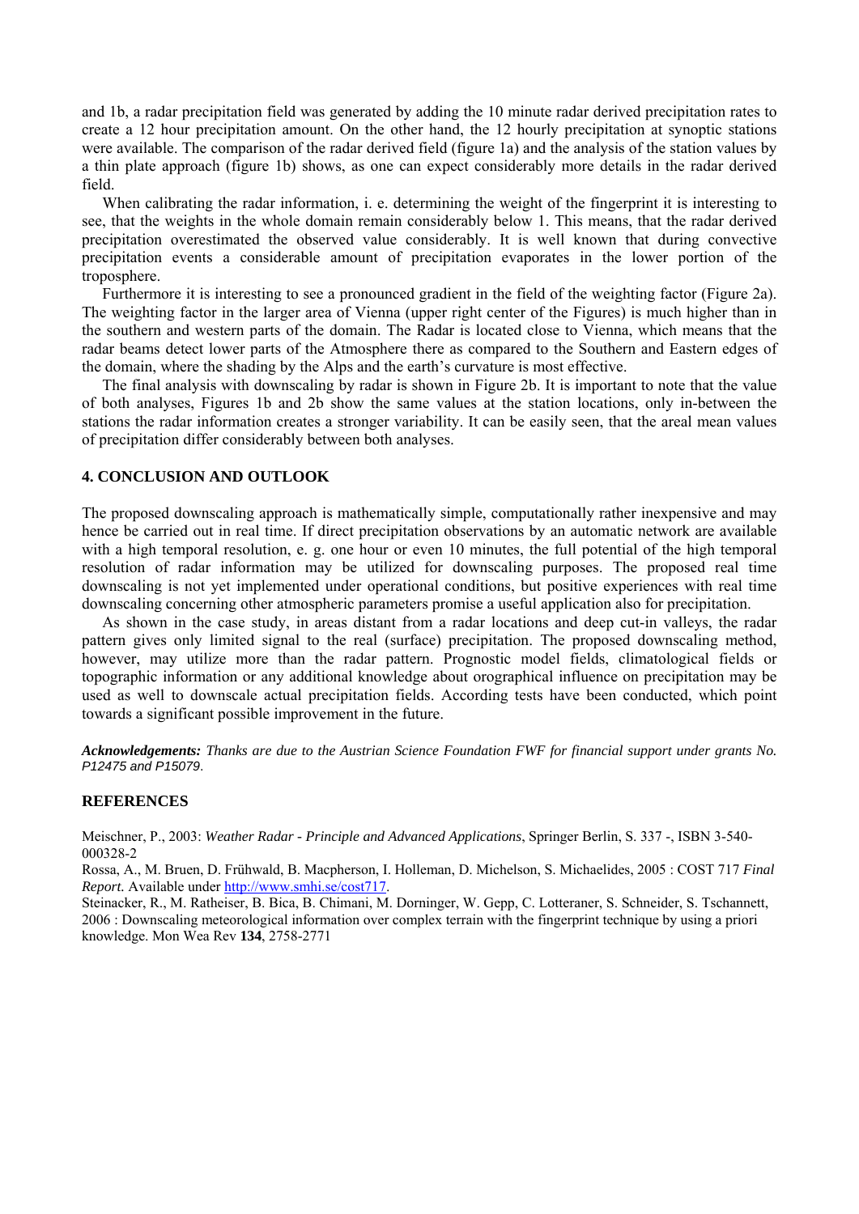and 1b, a radar precipitation field was generated by adding the 10 minute radar derived precipitation rates to create a 12 hour precipitation amount. On the other hand, the 12 hourly precipitation at synoptic stations were available. The comparison of the radar derived field (figure 1a) and the analysis of the station values by a thin plate approach (figure 1b) shows, as one can expect considerably more details in the radar derived field.

When calibrating the radar information, i. e. determining the weight of the fingerprint it is interesting to see, that the weights in the whole domain remain considerably below 1. This means, that the radar derived precipitation overestimated the observed value considerably. It is well known that during convective precipitation events a considerable amount of precipitation evaporates in the lower portion of the troposphere.

Furthermore it is interesting to see a pronounced gradient in the field of the weighting factor (Figure 2a). The weighting factor in the larger area of Vienna (upper right center of the Figures) is much higher than in the southern and western parts of the domain. The Radar is located close to Vienna, which means that the radar beams detect lower parts of the Atmosphere there as compared to the Southern and Eastern edges of the domain, where the shading by the Alps and the earth's curvature is most effective.

The final analysis with downscaling by radar is shown in Figure 2b. It is important to note that the value of both analyses, Figures 1b and 2b show the same values at the station locations, only in-between the stations the radar information creates a stronger variability. It can be easily seen, that the areal mean values of precipitation differ considerably between both analyses.

## 4. CONCLUSION AND OUTLOOK

The proposed downscaling approach is mathematically simple, computationally rather inexpensive and may hence be carried out in real time. If direct precipitation observations by an automatic network are available with a high temporal resolution, e. g. one hour or even 10 minutes, the full potential of the high temporal resolution of radar information may be utilized for downscaling purposes. The proposed real time downscaling is not yet implemented under operational conditions, but positive experiences with real time downscaling concerning other atmospheric parameters promise a useful application also for precipitation.

As shown in the case study, in areas distant from a radar locations and deep cut-in valleys, the radar pattern gives only limited signal to the real (surface) precipitation. The proposed downscaling method, however, may utilize more than the radar pattern. Prognostic model fields, climatological fields or topographic information or any additional knowledge about orographical influence on precipitation may be used as well to downscale actual precipitation fields. According tests have been conducted, which point towards a significant possible improvement in the future.

***Acknowledgements:*** *Thanks are due to the Austrian Science Foundation FWF for financial support under grants No. P12475 and P15079*.

## REFERENCES

Meischner, P., 2003: *Weather Radar - Principle and Advanced Applications*, Springer Berlin, S. 337 -, ISBN 3-540-000328-2

Rossa, A., M. Bruen, D. Frühwald, B. Macpherson, I. Holleman, D. Michelson, S. Michaelides, 2005 : COST 717 *Final Report.* Available under http://www.smhi.se/cost717.

Steinacker, R., M. Ratheiser, B. Bica, B. Chimani, M. Dorninger, W. Gepp, C. Lotteraner, S. Schneider, S. Tschannett, 2006 : Downscaling meteorological information over complex terrain with the fingerprint technique by using a priori knowledge. Mon Wea Rev **134**, 2758-2771